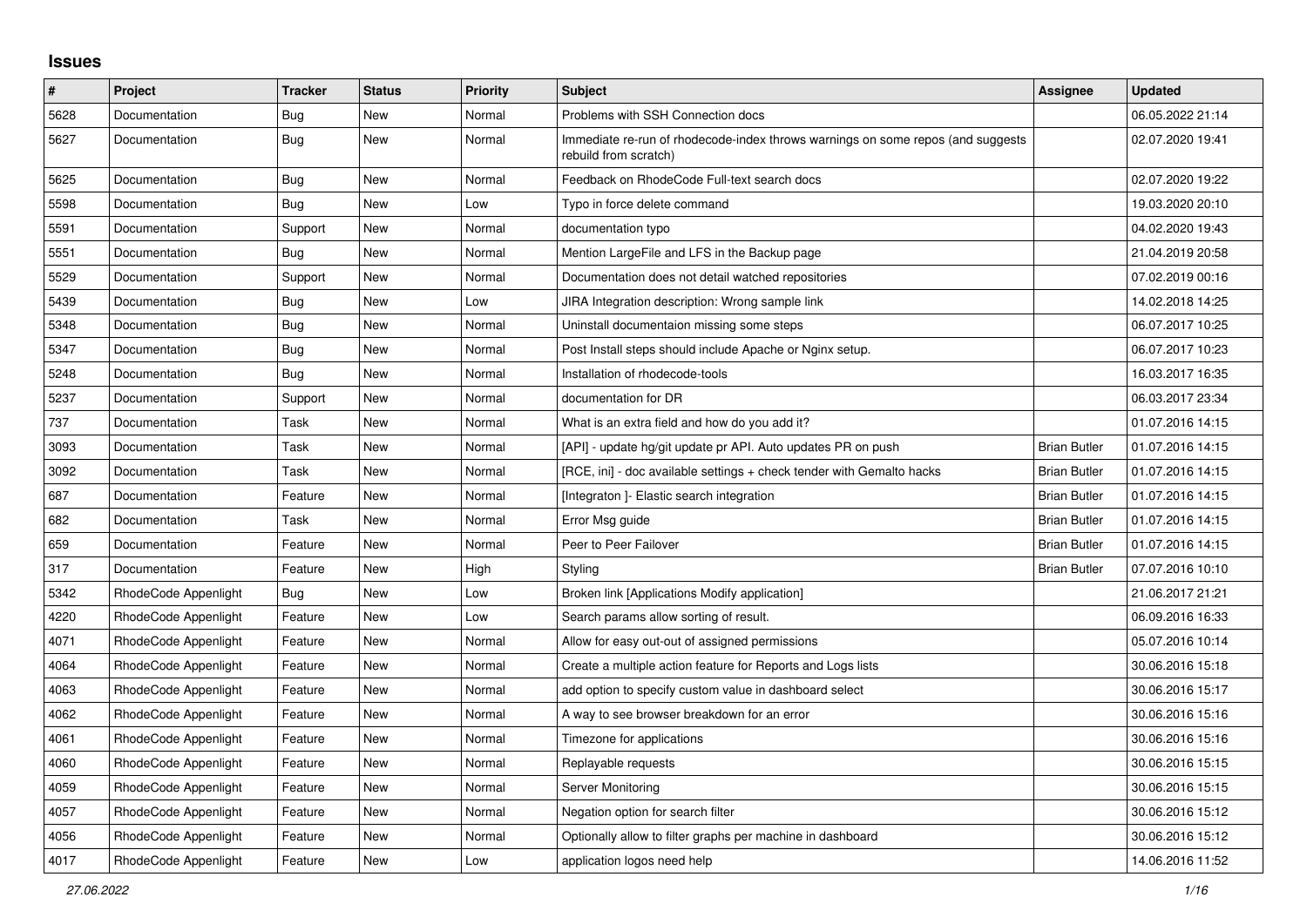## Issues

| # | Project | Tracker | Status | Priority | Subject | Assignee | Updated |
|---|---|---|---|---|---|---|---|
| 5628 | Documentation | Bug | New | Normal | Problems with SSH Connection docs | | 06.05.2022 21:14 |
| 5627 | Documentation | Bug | New | Normal | Immediate re-run of rhodecode-index throws warnings on some repos (and suggests rebuild from scratch) | | 02.07.2020 19:41 |
| 5625 | Documentation | Bug | New | Normal | Feedback on RhodeCode Full-text search docs | | 02.07.2020 19:22 |
| 5598 | Documentation | Bug | New | Low | Typo in force delete command | | 19.03.2020 20:10 |
| 5591 | Documentation | Support | New | Normal | documentation typo | | 04.02.2020 19:43 |
| 5551 | Documentation | Bug | New | Normal | Mention LargeFile and LFS in the Backup page | | 21.04.2019 20:58 |
| 5529 | Documentation | Support | New | Normal | Documentation does not detail watched repositories | | 07.02.2019 00:16 |
| 5439 | Documentation | Bug | New | Low | JIRA Integration description: Wrong sample link | | 14.02.2018 14:25 |
| 5348 | Documentation | Bug | New | Normal | Uninstall documentaion missing some steps | | 06.07.2017 10:25 |
| 5347 | Documentation | Bug | New | Normal | Post Install steps should include Apache or Nginx setup. | | 06.07.2017 10:23 |
| 5248 | Documentation | Bug | New | Normal | Installation of rhodecode-tools | | 16.03.2017 16:35 |
| 5237 | Documentation | Support | New | Normal | documentation for DR | | 06.03.2017 23:34 |
| 737 | Documentation | Task | New | Normal | What is an extra field and how do you add it? | | 01.07.2016 14:15 |
| 3093 | Documentation | Task | New | Normal | [API] - update hg/git update pr API. Auto updates PR on push | Brian Butler | 01.07.2016 14:15 |
| 3092 | Documentation | Task | New | Normal | [RCE, ini] - doc available settings + check tender with Gemalto hacks | Brian Butler | 01.07.2016 14:15 |
| 687 | Documentation | Feature | New | Normal | [Integraton ]- Elastic search integration | Brian Butler | 01.07.2016 14:15 |
| 682 | Documentation | Task | New | Normal | Error Msg guide | Brian Butler | 01.07.2016 14:15 |
| 659 | Documentation | Feature | New | Normal | Peer to Peer Failover | Brian Butler | 01.07.2016 14:15 |
| 317 | Documentation | Feature | New | High | Styling | Brian Butler | 07.07.2016 10:10 |
| 5342 | RhodeCode Appenlight | Bug | New | Low | Broken link [Applications Modify application] | | 21.06.2017 21:21 |
| 4220 | RhodeCode Appenlight | Feature | New | Low | Search params allow sorting of result. | | 06.09.2016 16:33 |
| 4071 | RhodeCode Appenlight | Feature | New | Normal | Allow for easy out-out of assigned permissions | | 05.07.2016 10:14 |
| 4064 | RhodeCode Appenlight | Feature | New | Normal | Create a multiple action feature for Reports and Logs lists | | 30.06.2016 15:18 |
| 4063 | RhodeCode Appenlight | Feature | New | Normal | add option to specify custom value in dashboard select | | 30.06.2016 15:17 |
| 4062 | RhodeCode Appenlight | Feature | New | Normal | A way to see browser breakdown for an error | | 30.06.2016 15:16 |
| 4061 | RhodeCode Appenlight | Feature | New | Normal | Timezone for applications | | 30.06.2016 15:16 |
| 4060 | RhodeCode Appenlight | Feature | New | Normal | Replayable requests | | 30.06.2016 15:15 |
| 4059 | RhodeCode Appenlight | Feature | New | Normal | Server Monitoring | | 30.06.2016 15:15 |
| 4057 | RhodeCode Appenlight | Feature | New | Normal | Negation option for search filter | | 30.06.2016 15:12 |
| 4056 | RhodeCode Appenlight | Feature | New | Normal | Optionally allow to filter graphs per machine in dashboard | | 30.06.2016 15:12 |
| 4017 | RhodeCode Appenlight | Feature | New | Low | application logos need help | | 14.06.2016 11:52 |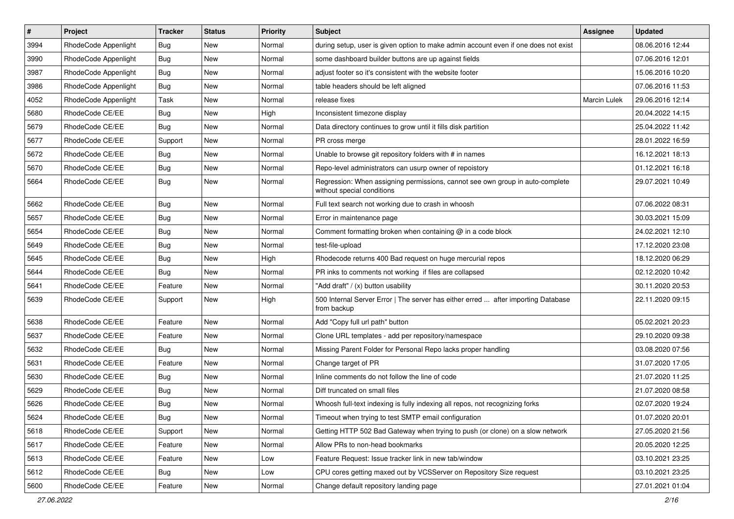| # | Project | Tracker | Status | Priority | Subject | Assignee | Updated |
|---|---|---|---|---|---|---|---|
| 3994 | RhodeCode Appenlight | Bug | New | Normal | during setup, user is given option to make admin account even if one does not exist | | 08.06.2016 12:44 |
| 3990 | RhodeCode Appenlight | Bug | New | Normal | some dashboard builder buttons are up against fields | | 07.06.2016 12:01 |
| 3987 | RhodeCode Appenlight | Bug | New | Normal | adjust footer so it's consistent with the website footer | | 15.06.2016 10:20 |
| 3986 | RhodeCode Appenlight | Bug | New | Normal | table headers should be left aligned | | 07.06.2016 11:53 |
| 4052 | RhodeCode Appenlight | Task | New | Normal | release fixes | Marcin Lulek | 29.06.2016 12:14 |
| 5680 | RhodeCode CE/EE | Bug | New | High | Inconsistent timezone display | | 20.04.2022 14:15 |
| 5679 | RhodeCode CE/EE | Bug | New | Normal | Data directory continues to grow until it fills disk partition | | 25.04.2022 11:42 |
| 5677 | RhodeCode CE/EE | Support | New | Normal | PR cross merge | | 28.01.2022 16:59 |
| 5672 | RhodeCode CE/EE | Bug | New | Normal | Unable to browse git repository folders with # in names | | 16.12.2021 18:13 |
| 5670 | RhodeCode CE/EE | Bug | New | Normal | Repo-level administrators can usurp owner of repoistory | | 01.12.2021 16:18 |
| 5664 | RhodeCode CE/EE | Bug | New | Normal | Regression: When assigning permissions, cannot see own group in auto-complete without special conditions | | 29.07.2021 10:49 |
| 5662 | RhodeCode CE/EE | Bug | New | Normal | Full text search not working due to crash in whoosh | | 07.06.2022 08:31 |
| 5657 | RhodeCode CE/EE | Bug | New | Normal | Error in maintenance page | | 30.03.2021 15:09 |
| 5654 | RhodeCode CE/EE | Bug | New | Normal | Comment formatting broken when containing @ in a code block | | 24.02.2021 12:10 |
| 5649 | RhodeCode CE/EE | Bug | New | Normal | test-file-upload | | 17.12.2020 23:08 |
| 5645 | RhodeCode CE/EE | Bug | New | High | Rhodecode returns 400 Bad request on huge mercurial repos | | 18.12.2020 06:29 |
| 5644 | RhodeCode CE/EE | Bug | New | Normal | PR inks to comments not working if files are collapsed | | 02.12.2020 10:42 |
| 5641 | RhodeCode CE/EE | Feature | New | Normal | "Add draft" / (x) button usability | | 30.11.2020 20:53 |
| 5639 | RhodeCode CE/EE | Support | New | High | 500 Internal Server Error \| The server has either erred ... after importing Database from backup | | 22.11.2020 09:15 |
| 5638 | RhodeCode CE/EE | Feature | New | Normal | Add "Copy full url path" button | | 05.02.2021 20:23 |
| 5637 | RhodeCode CE/EE | Feature | New | Normal | Clone URL templates - add per repository/namespace | | 29.10.2020 09:38 |
| 5632 | RhodeCode CE/EE | Bug | New | Normal | Missing Parent Folder for Personal Repo lacks proper handling | | 03.08.2020 07:56 |
| 5631 | RhodeCode CE/EE | Feature | New | Normal | Change target of PR | | 31.07.2020 17:05 |
| 5630 | RhodeCode CE/EE | Bug | New | Normal | Inline comments do not follow the line of code | | 21.07.2020 11:25 |
| 5629 | RhodeCode CE/EE | Bug | New | Normal | Diff truncated on small files | | 21.07.2020 08:58 |
| 5626 | RhodeCode CE/EE | Bug | New | Normal | Whoosh full-text indexing is fully indexing all repos, not recognizing forks | | 02.07.2020 19:24 |
| 5624 | RhodeCode CE/EE | Bug | New | Normal | Timeout when trying to test SMTP email configuration | | 01.07.2020 20:01 |
| 5618 | RhodeCode CE/EE | Support | New | Normal | Getting HTTP 502 Bad Gateway when trying to push (or clone) on a slow network | | 27.05.2020 21:56 |
| 5617 | RhodeCode CE/EE | Feature | New | Normal | Allow PRs to non-head bookmarks | | 20.05.2020 12:25 |
| 5613 | RhodeCode CE/EE | Feature | New | Low | Feature Request: Issue tracker link in new tab/window | | 03.10.2021 23:25 |
| 5612 | RhodeCode CE/EE | Bug | New | Low | CPU cores getting maxed out by VCSServer on Repository Size request | | 03.10.2021 23:25 |
| 5600 | RhodeCode CE/EE | Feature | New | Normal | Change default repository landing page | | 27.01.2021 01:04 |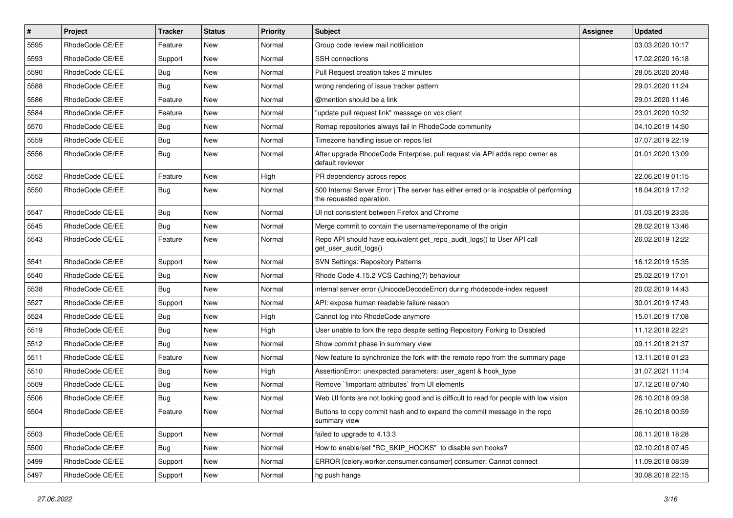| # | Project | Tracker | Status | Priority | Subject | Assignee | Updated |
|---|---|---|---|---|---|---|---|
| 5595 | RhodeCode CE/EE | Feature | New | Normal | Group code review mail notification | | 03.03.2020 10:17 |
| 5593 | RhodeCode CE/EE | Support | New | Normal | SSH connections | | 17.02.2020 16:18 |
| 5590 | RhodeCode CE/EE | Bug | New | Normal | Pull Request creation takes 2 minutes | | 28.05.2020 20:48 |
| 5588 | RhodeCode CE/EE | Bug | New | Normal | wrong rendering of issue tracker pattern | | 29.01.2020 11:24 |
| 5586 | RhodeCode CE/EE | Feature | New | Normal | @mention should be a link | | 29.01.2020 11:46 |
| 5584 | RhodeCode CE/EE | Feature | New | Normal | "update pull request link" message on vcs client | | 23.01.2020 10:32 |
| 5570 | RhodeCode CE/EE | Bug | New | Normal | Remap repositories always fail in RhodeCode community | | 04.10.2019 14:50 |
| 5559 | RhodeCode CE/EE | Bug | New | Normal | Timezone handling issue on repos list | | 07.07.2019 22:19 |
| 5556 | RhodeCode CE/EE | Bug | New | Normal | After upgrade RhodeCode Enterprise, pull request via API adds repo owner as default reviewer | | 01.01.2020 13:09 |
| 5552 | RhodeCode CE/EE | Feature | New | High | PR dependency across repos | | 22.06.2019 01:15 |
| 5550 | RhodeCode CE/EE | Bug | New | Normal | 500 Internal Server Error \| The server has either erred or is incapable of performing the requested operation. | | 18.04.2019 17:12 |
| 5547 | RhodeCode CE/EE | Bug | New | Normal | UI not consistent between Firefox and Chrome | | 01.03.2019 23:35 |
| 5545 | RhodeCode CE/EE | Bug | New | Normal | Merge commit to contain the username/reponame of the origin | | 28.02.2019 13:46 |
| 5543 | RhodeCode CE/EE | Feature | New | Normal | Repo API should have equivalent get_repo_audit_logs() to User API call get_user_audit_logs() | | 26.02.2019 12:22 |
| 5541 | RhodeCode CE/EE | Support | New | Normal | SVN Settings: Repository Patterns | | 16.12.2019 15:35 |
| 5540 | RhodeCode CE/EE | Bug | New | Normal | Rhode Code 4.15.2 VCS Caching(?) behaviour | | 25.02.2019 17:01 |
| 5538 | RhodeCode CE/EE | Bug | New | Normal | internal server error (UnicodeDecodeError) during rhodecode-index request | | 20.02.2019 14:43 |
| 5527 | RhodeCode CE/EE | Support | New | Normal | API: expose human readable failure reason | | 30.01.2019 17:43 |
| 5524 | RhodeCode CE/EE | Bug | New | High | Cannot log into RhodeCode anymore | | 15.01.2019 17:08 |
| 5519 | RhodeCode CE/EE | Bug | New | High | User unable to fork the repo despite setting Repository Forking to Disabled | | 11.12.2018 22:21 |
| 5512 | RhodeCode CE/EE | Bug | New | Normal | Show commit phase in summary view | | 09.11.2018 21:37 |
| 5511 | RhodeCode CE/EE | Feature | New | Normal | New feature to synchronize the fork with the remote repo from the summary page | | 13.11.2018 01:23 |
| 5510 | RhodeCode CE/EE | Bug | New | High | AssertionError: unexpected parameters: user_agent & hook_type | | 31.07.2021 11:14 |
| 5509 | RhodeCode CE/EE | Bug | New | Normal | Remove `!important attributes` from UI elements | | 07.12.2018 07:40 |
| 5506 | RhodeCode CE/EE | Bug | New | Normal | Web UI fonts are not looking good and is difficult to read for people with low vision | | 26.10.2018 09:38 |
| 5504 | RhodeCode CE/EE | Feature | New | Normal | Buttons to copy commit hash and to expand the commit message in the repo summary view | | 26.10.2018 00:59 |
| 5503 | RhodeCode CE/EE | Support | New | Normal | failed to upgrade to 4.13.3 | | 06.11.2018 18:28 |
| 5500 | RhodeCode CE/EE | Bug | New | Normal | How to enable/set "RC_SKIP_HOOKS" to disable svn hooks? | | 02.10.2018 07:45 |
| 5499 | RhodeCode CE/EE | Support | New | Normal | ERROR [celery.worker.consumer.consumer] consumer: Cannot connect | | 11.09.2018 08:39 |
| 5497 | RhodeCode CE/EE | Support | New | Normal | hg push hangs | | 30.08.2018 22:15 |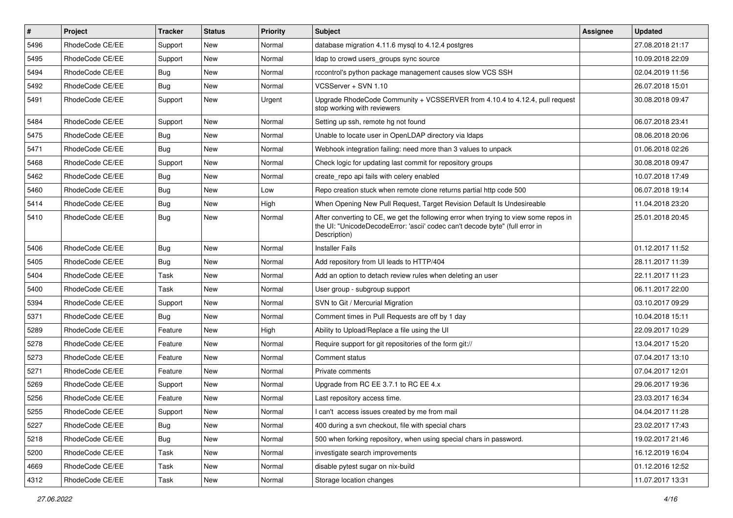| # | Project | Tracker | Status | Priority | Subject | Assignee | Updated |
|---|---|---|---|---|---|---|---|
| 5496 | RhodeCode CE/EE | Support | New | Normal | database migration 4.11.6 mysql to 4.12.4 postgres | | 27.08.2018 21:17 |
| 5495 | RhodeCode CE/EE | Support | New | Normal | ldap to crowd users_groups sync source | | 10.09.2018 22:09 |
| 5494 | RhodeCode CE/EE | Bug | New | Normal | rccontrol's python package management causes slow VCS SSH | | 02.04.2019 11:56 |
| 5492 | RhodeCode CE/EE | Bug | New | Normal | VCSServer + SVN 1.10 | | 26.07.2018 15:01 |
| 5491 | RhodeCode CE/EE | Support | New | Urgent | Upgrade RhodeCode Community + VCSSERVER from 4.10.4 to 4.12.4, pull request stop working with reviewers | | 30.08.2018 09:47 |
| 5484 | RhodeCode CE/EE | Support | New | Normal | Setting up ssh, remote hg not found | | 06.07.2018 23:41 |
| 5475 | RhodeCode CE/EE | Bug | New | Normal | Unable to locate user in OpenLDAP directory via ldaps | | 08.06.2018 20:06 |
| 5471 | RhodeCode CE/EE | Bug | New | Normal | Webhook integration failing: need more than 3 values to unpack | | 01.06.2018 02:26 |
| 5468 | RhodeCode CE/EE | Support | New | Normal | Check logic for updating last commit for repository groups | | 30.08.2018 09:47 |
| 5462 | RhodeCode CE/EE | Bug | New | Normal | create_repo api fails with celery enabled | | 10.07.2018 17:49 |
| 5460 | RhodeCode CE/EE | Bug | New | Low | Repo creation stuck when remote clone returns partial http code 500 | | 06.07.2018 19:14 |
| 5414 | RhodeCode CE/EE | Bug | New | High | When Opening New Pull Request, Target Revision Default Is Undesireable | | 11.04.2018 23:20 |
| 5410 | RhodeCode CE/EE | Bug | New | Normal | After converting to CE, we get the following error when trying to view some repos in the UI: "UnicodeDecodeError: 'ascii' codec can't decode byte" (full error in Description) | | 25.01.2018 20:45 |
| 5406 | RhodeCode CE/EE | Bug | New | Normal | Installer Fails | | 01.12.2017 11:52 |
| 5405 | RhodeCode CE/EE | Bug | New | Normal | Add repository from UI leads to HTTP/404 | | 28.11.2017 11:39 |
| 5404 | RhodeCode CE/EE | Task | New | Normal | Add an option to detach review rules when deleting an user | | 22.11.2017 11:23 |
| 5400 | RhodeCode CE/EE | Task | New | Normal | User group - subgroup support | | 06.11.2017 22:00 |
| 5394 | RhodeCode CE/EE | Support | New | Normal | SVN to Git / Mercurial Migration | | 03.10.2017 09:29 |
| 5371 | RhodeCode CE/EE | Bug | New | Normal | Comment times in Pull Requests are off by 1 day | | 10.04.2018 15:11 |
| 5289 | RhodeCode CE/EE | Feature | New | High | Ability to Upload/Replace a file using the UI | | 22.09.2017 10:29 |
| 5278 | RhodeCode CE/EE | Feature | New | Normal | Require support for git repositories of the form git:// | | 13.04.2017 15:20 |
| 5273 | RhodeCode CE/EE | Feature | New | Normal | Comment status | | 07.04.2017 13:10 |
| 5271 | RhodeCode CE/EE | Feature | New | Normal | Private comments | | 07.04.2017 12:01 |
| 5269 | RhodeCode CE/EE | Support | New | Normal | Upgrade from RC EE 3.7.1 to RC EE 4.x | | 29.06.2017 19:36 |
| 5256 | RhodeCode CE/EE | Feature | New | Normal | Last repository access time. | | 23.03.2017 16:34 |
| 5255 | RhodeCode CE/EE | Support | New | Normal | I can't access issues created by me from mail | | 04.04.2017 11:28 |
| 5227 | RhodeCode CE/EE | Bug | New | Normal | 400 during a svn checkout, file with special chars | | 23.02.2017 17:43 |
| 5218 | RhodeCode CE/EE | Bug | New | Normal | 500 when forking repository, when using special chars in password. | | 19.02.2017 21:46 |
| 5200 | RhodeCode CE/EE | Task | New | Normal | investigate search improvements | | 16.12.2019 16:04 |
| 4669 | RhodeCode CE/EE | Task | New | Normal | disable pytest sugar on nix-build | | 01.12.2016 12:52 |
| 4312 | RhodeCode CE/EE | Task | New | Normal | Storage location changes | | 11.07.2017 13:31 |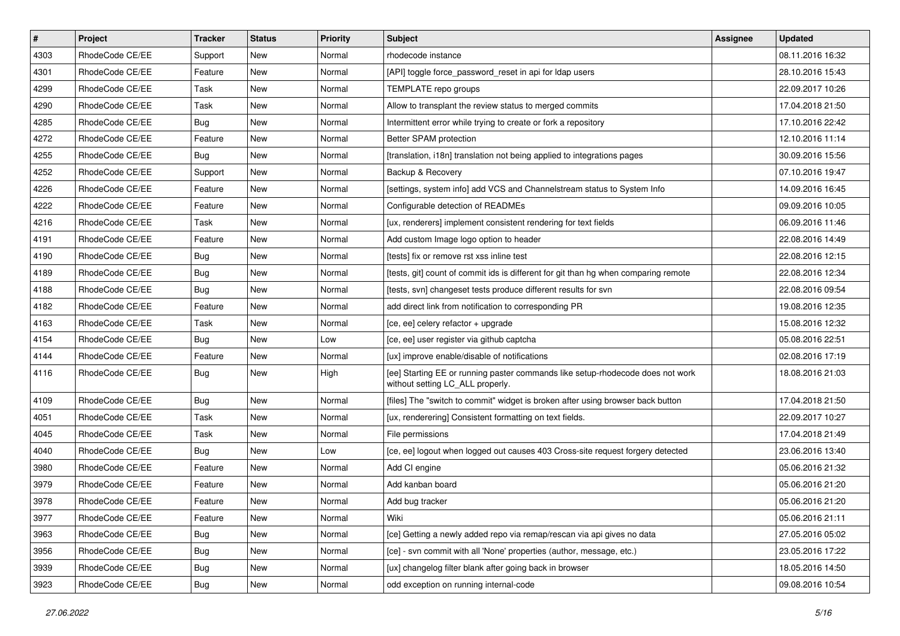| # | Project | Tracker | Status | Priority | Subject | Assignee | Updated |
|---|---|---|---|---|---|---|---|
| 4303 | RhodeCode CE/EE | Support | New | Normal | rhodecode instance | | 08.11.2016 16:32 |
| 4301 | RhodeCode CE/EE | Feature | New | Normal | [API] toggle force_password_reset in api for ldap users | | 28.10.2016 15:43 |
| 4299 | RhodeCode CE/EE | Task | New | Normal | TEMPLATE repo groups | | 22.09.2017 10:26 |
| 4290 | RhodeCode CE/EE | Task | New | Normal | Allow to transplant the review status to merged commits | | 17.04.2018 21:50 |
| 4285 | RhodeCode CE/EE | Bug | New | Normal | Intermittent error while trying to create or fork a repository | | 17.10.2016 22:42 |
| 4272 | RhodeCode CE/EE | Feature | New | Normal | Better SPAM protection | | 12.10.2016 11:14 |
| 4255 | RhodeCode CE/EE | Bug | New | Normal | [translation, i18n] translation not being applied to integrations pages | | 30.09.2016 15:56 |
| 4252 | RhodeCode CE/EE | Support | New | Normal | Backup & Recovery | | 07.10.2016 19:47 |
| 4226 | RhodeCode CE/EE | Feature | New | Normal | [settings, system info] add VCS and Channelstream status to System Info | | 14.09.2016 16:45 |
| 4222 | RhodeCode CE/EE | Feature | New | Normal | Configurable detection of READMEs | | 09.09.2016 10:05 |
| 4216 | RhodeCode CE/EE | Task | New | Normal | [ux, renderers] implement consistent rendering for text fields | | 06.09.2016 11:46 |
| 4191 | RhodeCode CE/EE | Feature | New | Normal | Add custom Image logo option to header | | 22.08.2016 14:49 |
| 4190 | RhodeCode CE/EE | Bug | New | Normal | [tests] fix or remove rst xss inline test | | 22.08.2016 12:15 |
| 4189 | RhodeCode CE/EE | Bug | New | Normal | [tests, git] count of commit ids is different for git than hg when comparing remote | | 22.08.2016 12:34 |
| 4188 | RhodeCode CE/EE | Bug | New | Normal | [tests, svn] changeset tests produce different results for svn | | 22.08.2016 09:54 |
| 4182 | RhodeCode CE/EE | Feature | New | Normal | add direct link from notification to corresponding PR | | 19.08.2016 12:35 |
| 4163 | RhodeCode CE/EE | Task | New | Normal | [ce, ee] celery refactor + upgrade | | 15.08.2016 12:32 |
| 4154 | RhodeCode CE/EE | Bug | New | Low | [ce, ee] user register via github captcha | | 05.08.2016 22:51 |
| 4144 | RhodeCode CE/EE | Feature | New | Normal | [ux] improve enable/disable of notifications | | 02.08.2016 17:19 |
| 4116 | RhodeCode CE/EE | Bug | New | High | [ee] Starting EE or running paster commands like setup-rhodecode does not work without setting LC_ALL properly. | | 18.08.2016 21:03 |
| 4109 | RhodeCode CE/EE | Bug | New | Normal | [files] The "switch to commit" widget is broken after using browser back button | | 17.04.2018 21:50 |
| 4051 | RhodeCode CE/EE | Task | New | Normal | [ux, renderering] Consistent formatting on text fields. | | 22.09.2017 10:27 |
| 4045 | RhodeCode CE/EE | Task | New | Normal | File permissions | | 17.04.2018 21:49 |
| 4040 | RhodeCode CE/EE | Bug | New | Low | [ce, ee] logout when logged out causes 403 Cross-site request forgery detected | | 23.06.2016 13:40 |
| 3980 | RhodeCode CE/EE | Feature | New | Normal | Add CI engine | | 05.06.2016 21:32 |
| 3979 | RhodeCode CE/EE | Feature | New | Normal | Add kanban board | | 05.06.2016 21:20 |
| 3978 | RhodeCode CE/EE | Feature | New | Normal | Add bug tracker | | 05.06.2016 21:20 |
| 3977 | RhodeCode CE/EE | Feature | New | Normal | Wiki | | 05.06.2016 21:11 |
| 3963 | RhodeCode CE/EE | Bug | New | Normal | [ce] Getting a newly added repo via remap/rescan via api gives no data | | 27.05.2016 05:02 |
| 3956 | RhodeCode CE/EE | Bug | New | Normal | [ce] - svn commit with all 'None' properties (author, message, etc.) | | 23.05.2016 17:22 |
| 3939 | RhodeCode CE/EE | Bug | New | Normal | [ux] changelog filter blank after going back in browser | | 18.05.2016 14:50 |
| 3923 | RhodeCode CE/EE | Bug | New | Normal | odd exception on running internal-code | | 09.08.2016 10:54 |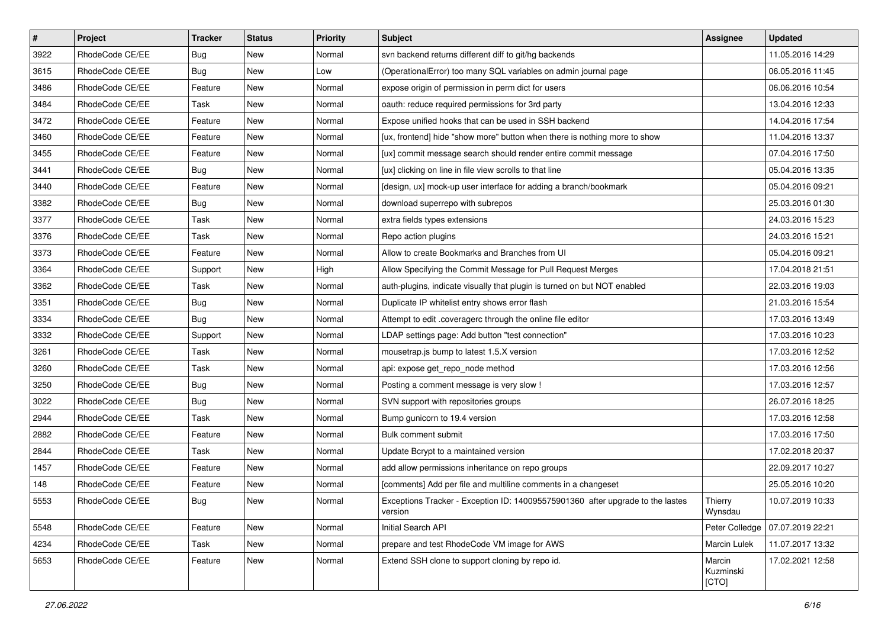| # | Project | Tracker | Status | Priority | Subject | Assignee | Updated |
|---|---|---|---|---|---|---|---|
| 3922 | RhodeCode CE/EE | Bug | New | Normal | svn backend returns different diff to git/hg backends | | 11.05.2016 14:29 |
| 3615 | RhodeCode CE/EE | Bug | New | Low | (OperationalError) too many SQL variables on admin journal page | | 06.05.2016 11:45 |
| 3486 | RhodeCode CE/EE | Feature | New | Normal | expose origin of permission in perm dict for users | | 06.06.2016 10:54 |
| 3484 | RhodeCode CE/EE | Task | New | Normal | oauth: reduce required permissions for 3rd party | | 13.04.2016 12:33 |
| 3472 | RhodeCode CE/EE | Feature | New | Normal | Expose unified hooks that can be used in SSH backend | | 14.04.2016 17:54 |
| 3460 | RhodeCode CE/EE | Feature | New | Normal | [ux, frontend] hide "show more" button when there is nothing more to show | | 11.04.2016 13:37 |
| 3455 | RhodeCode CE/EE | Feature | New | Normal | [ux] commit message search should render entire commit message | | 07.04.2016 17:50 |
| 3441 | RhodeCode CE/EE | Bug | New | Normal | [ux] clicking on line in file view scrolls to that line | | 05.04.2016 13:35 |
| 3440 | RhodeCode CE/EE | Feature | New | Normal | [design, ux] mock-up user interface for adding a branch/bookmark | | 05.04.2016 09:21 |
| 3382 | RhodeCode CE/EE | Bug | New | Normal | download superrepo with subrepos | | 25.03.2016 01:30 |
| 3377 | RhodeCode CE/EE | Task | New | Normal | extra fields types extensions | | 24.03.2016 15:23 |
| 3376 | RhodeCode CE/EE | Task | New | Normal | Repo action plugins | | 24.03.2016 15:21 |
| 3373 | RhodeCode CE/EE | Feature | New | Normal | Allow to create Bookmarks and Branches from UI | | 05.04.2016 09:21 |
| 3364 | RhodeCode CE/EE | Support | New | High | Allow Specifying the Commit Message for Pull Request Merges | | 17.04.2018 21:51 |
| 3362 | RhodeCode CE/EE | Task | New | Normal | auth-plugins, indicate visually that plugin is turned on but NOT enabled | | 22.03.2016 19:03 |
| 3351 | RhodeCode CE/EE | Bug | New | Normal | Duplicate IP whitelist entry shows error flash | | 21.03.2016 15:54 |
| 3334 | RhodeCode CE/EE | Bug | New | Normal | Attempt to edit .coveragerc through the online file editor | | 17.03.2016 13:49 |
| 3332 | RhodeCode CE/EE | Support | New | Normal | LDAP settings page: Add button "test connection" | | 17.03.2016 10:23 |
| 3261 | RhodeCode CE/EE | Task | New | Normal | mousetrap.js bump to latest 1.5.X version | | 17.03.2016 12:52 |
| 3260 | RhodeCode CE/EE | Task | New | Normal | api: expose get_repo_node method | | 17.03.2016 12:56 |
| 3250 | RhodeCode CE/EE | Bug | New | Normal | Posting a comment message is very slow ! | | 17.03.2016 12:57 |
| 3022 | RhodeCode CE/EE | Bug | New | Normal | SVN support with repositories groups | | 26.07.2016 18:25 |
| 2944 | RhodeCode CE/EE | Task | New | Normal | Bump gunicorn to 19.4 version | | 17.03.2016 12:58 |
| 2882 | RhodeCode CE/EE | Feature | New | Normal | Bulk comment submit | | 17.03.2016 17:50 |
| 2844 | RhodeCode CE/EE | Task | New | Normal | Update Bcrypt to a maintained version | | 17.02.2018 20:37 |
| 1457 | RhodeCode CE/EE | Feature | New | Normal | add allow permissions inheritance on repo groups | | 22.09.2017 10:27 |
| 148 | RhodeCode CE/EE | Feature | New | Normal | [comments] Add per file and multiline comments in a changeset | | 25.05.2016 10:20 |
| 5553 | RhodeCode CE/EE | Bug | New | Normal | Exceptions Tracker - Exception ID: 140095575901360 after upgrade to the lastes version | Thierry Wynsdau | 10.07.2019 10:33 |
| 5548 | RhodeCode CE/EE | Feature | New | Normal | Initial Search API | Peter Colledge | 07.07.2019 22:21 |
| 4234 | RhodeCode CE/EE | Task | New | Normal | prepare and test RhodeCode VM image for AWS | Marcin Lulek | 11.07.2017 13:32 |
| 5653 | RhodeCode CE/EE | Feature | New | Normal | Extend SSH clone to support cloning by repo id. | Marcin Kuzminski [CTO] | 17.02.2021 12:58 |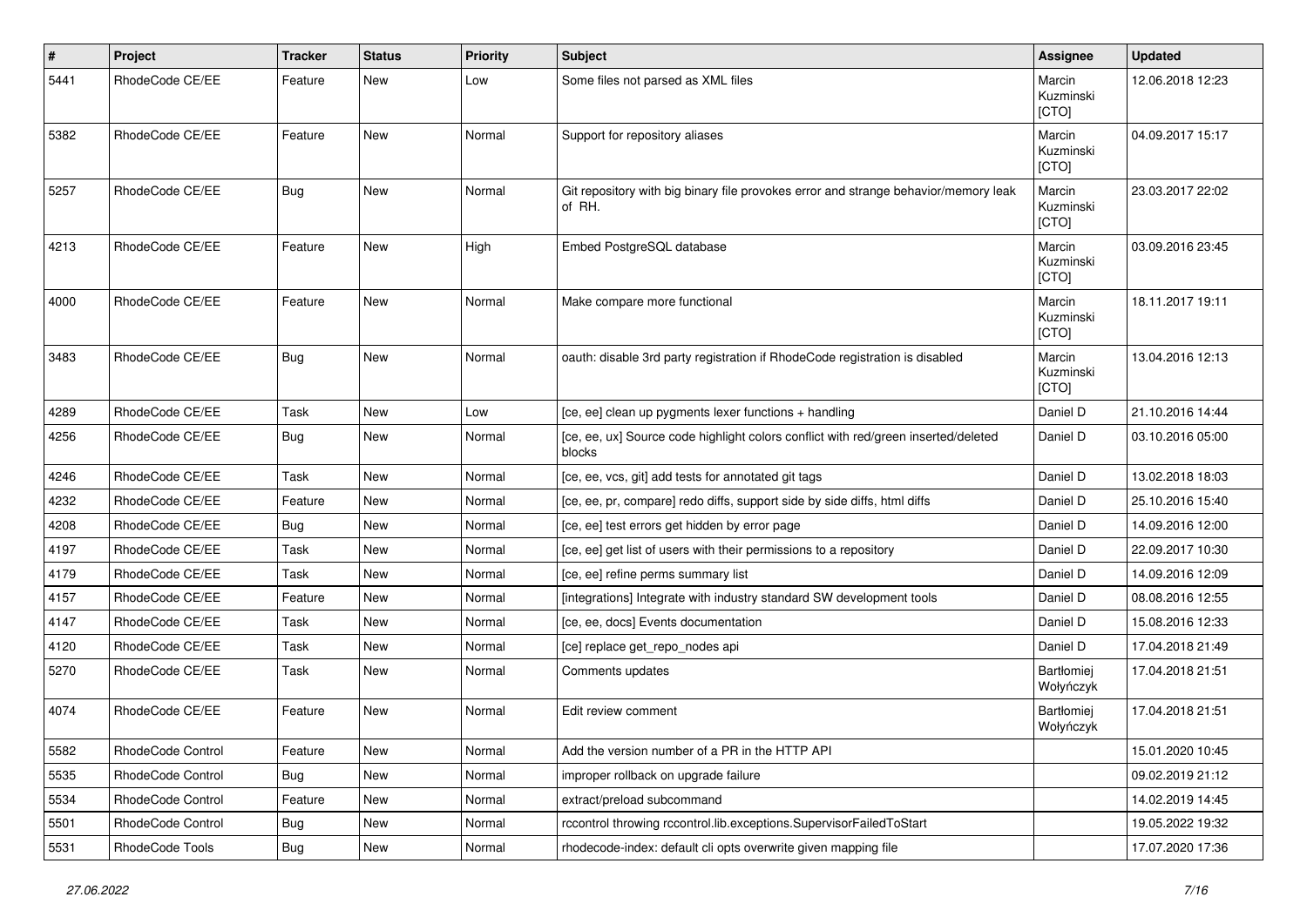| # | Project | Tracker | Status | Priority | Subject | Assignee | Updated |
|---|---|---|---|---|---|---|---|
| 5441 | RhodeCode CE/EE | Feature | New | Low | Some files not parsed as XML files | Marcin Kuzminski [CTO] | 12.06.2018 12:23 |
| 5382 | RhodeCode CE/EE | Feature | New | Normal | Support for repository aliases | Marcin Kuzminski [CTO] | 04.09.2017 15:17 |
| 5257 | RhodeCode CE/EE | Bug | New | Normal | Git repository with big binary file provokes error and strange behavior/memory leak of RH. | Marcin Kuzminski [CTO] | 23.03.2017 22:02 |
| 4213 | RhodeCode CE/EE | Feature | New | High | Embed PostgreSQL database | Marcin Kuzminski [CTO] | 03.09.2016 23:45 |
| 4000 | RhodeCode CE/EE | Feature | New | Normal | Make compare more functional | Marcin Kuzminski [CTO] | 18.11.2017 19:11 |
| 3483 | RhodeCode CE/EE | Bug | New | Normal | oauth: disable 3rd party registration if RhodeCode registration is disabled | Marcin Kuzminski [CTO] | 13.04.2016 12:13 |
| 4289 | RhodeCode CE/EE | Task | New | Low | [ce, ee] clean up pygments lexer functions + handling | Daniel D | 21.10.2016 14:44 |
| 4256 | RhodeCode CE/EE | Bug | New | Normal | [ce, ee, ux] Source code highlight colors conflict with red/green inserted/deleted blocks | Daniel D | 03.10.2016 05:00 |
| 4246 | RhodeCode CE/EE | Task | New | Normal | [ce, ee, vcs, git] add tests for annotated git tags | Daniel D | 13.02.2018 18:03 |
| 4232 | RhodeCode CE/EE | Feature | New | Normal | [ce, ee, pr, compare] redo diffs, support side by side diffs, html diffs | Daniel D | 25.10.2016 15:40 |
| 4208 | RhodeCode CE/EE | Bug | New | Normal | [ce, ee] test errors get hidden by error page | Daniel D | 14.09.2016 12:00 |
| 4197 | RhodeCode CE/EE | Task | New | Normal | [ce, ee] get list of users with their permissions to a repository | Daniel D | 22.09.2017 10:30 |
| 4179 | RhodeCode CE/EE | Task | New | Normal | [ce, ee] refine perms summary list | Daniel D | 14.09.2016 12:09 |
| 4157 | RhodeCode CE/EE | Feature | New | Normal | [integrations] Integrate with industry standard SW development tools | Daniel D | 08.08.2016 12:55 |
| 4147 | RhodeCode CE/EE | Task | New | Normal | [ce, ee, docs] Events documentation | Daniel D | 15.08.2016 12:33 |
| 4120 | RhodeCode CE/EE | Task | New | Normal | [ce] replace get_repo_nodes api | Daniel D | 17.04.2018 21:49 |
| 5270 | RhodeCode CE/EE | Task | New | Normal | Comments updates | Bartłomiej Wołyńczyk | 17.04.2018 21:51 |
| 4074 | RhodeCode CE/EE | Feature | New | Normal | Edit review comment | Bartłomiej Wołyńczyk | 17.04.2018 21:51 |
| 5582 | RhodeCode Control | Feature | New | Normal | Add the version number of a PR in the HTTP API | | 15.01.2020 10:45 |
| 5535 | RhodeCode Control | Bug | New | Normal | improper rollback on upgrade failure | | 09.02.2019 21:12 |
| 5534 | RhodeCode Control | Feature | New | Normal | extract/preload subcommand | | 14.02.2019 14:45 |
| 5501 | RhodeCode Control | Bug | New | Normal | rccontrol throwing rccontrol.lib.exceptions.SupervisorFailedToStart | | 19.05.2022 19:32 |
| 5531 | RhodeCode Tools | Bug | New | Normal | rhodecode-index: default cli opts overwrite given mapping file | | 17.07.2020 17:36 |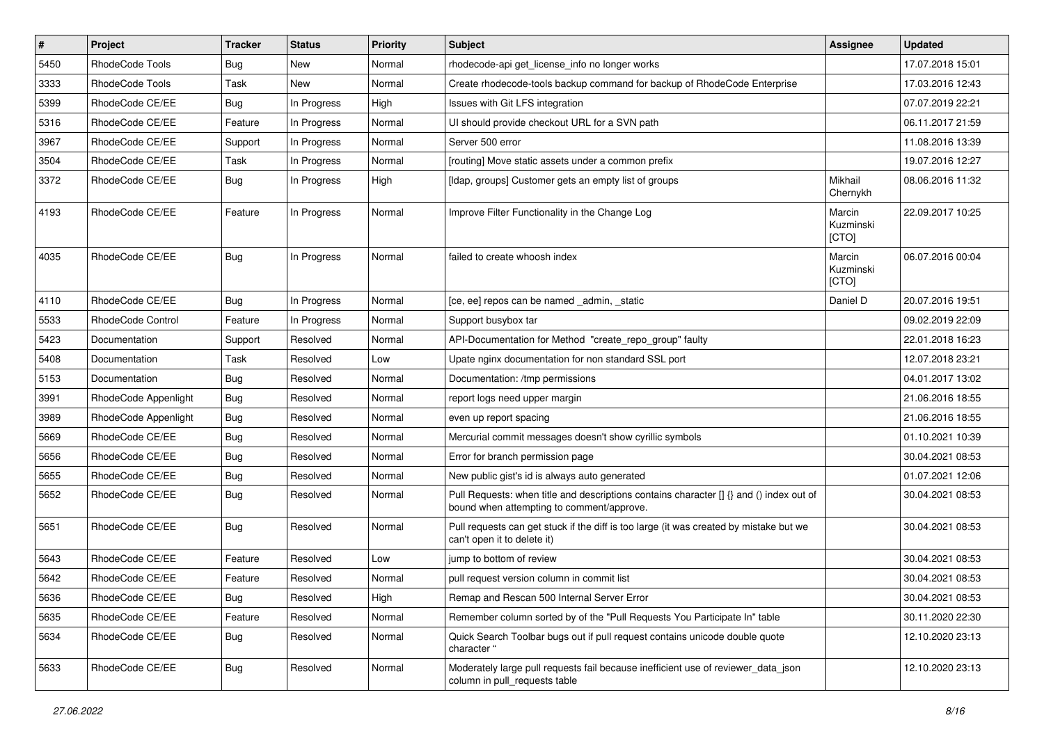| # | Project | Tracker | Status | Priority | Subject | Assignee | Updated |
|---|---|---|---|---|---|---|---|
| 5450 | RhodeCode Tools | Bug | New | Normal | rhodecode-api get_license_info no longer works | | 17.07.2018 15:01 |
| 3333 | RhodeCode Tools | Task | New | Normal | Create rhodecode-tools backup command for backup of RhodeCode Enterprise | | 17.03.2016 12:43 |
| 5399 | RhodeCode CE/EE | Bug | In Progress | High | Issues with Git LFS integration | | 07.07.2019 22:21 |
| 5316 | RhodeCode CE/EE | Feature | In Progress | Normal | UI should provide checkout URL for a SVN path | | 06.11.2017 21:59 |
| 3967 | RhodeCode CE/EE | Support | In Progress | Normal | Server 500 error | | 11.08.2016 13:39 |
| 3504 | RhodeCode CE/EE | Task | In Progress | Normal | [routing] Move static assets under a common prefix | | 19.07.2016 12:27 |
| 3372 | RhodeCode CE/EE | Bug | In Progress | High | [ldap, groups] Customer gets an empty list of groups | Mikhail Chernykh | 08.06.2016 11:32 |
| 4193 | RhodeCode CE/EE | Feature | In Progress | Normal | Improve Filter Functionality in the Change Log | Marcin Kuzminski [CTO] | 22.09.2017 10:25 |
| 4035 | RhodeCode CE/EE | Bug | In Progress | Normal | failed to create whoosh index | Marcin Kuzminski [CTO] | 06.07.2016 00:04 |
| 4110 | RhodeCode CE/EE | Bug | In Progress | Normal | [ce, ee] repos can be named _admin, _static | Daniel D | 20.07.2016 19:51 |
| 5533 | RhodeCode Control | Feature | In Progress | Normal | Support busybox tar | | 09.02.2019 22:09 |
| 5423 | Documentation | Support | Resolved | Normal | API-Documentation for Method "create_repo_group" faulty | | 22.01.2018 16:23 |
| 5408 | Documentation | Task | Resolved | Low | Upate nginx documentation for non standard SSL port | | 12.07.2018 23:21 |
| 5153 | Documentation | Bug | Resolved | Normal | Documentation: /tmp permissions | | 04.01.2017 13:02 |
| 3991 | RhodeCode Appenlight | Bug | Resolved | Normal | report logs need upper margin | | 21.06.2016 18:55 |
| 3989 | RhodeCode Appenlight | Bug | Resolved | Normal | even up report spacing | | 21.06.2016 18:55 |
| 5669 | RhodeCode CE/EE | Bug | Resolved | Normal | Mercurial commit messages doesn't show cyrillic symbols | | 01.10.2021 10:39 |
| 5656 | RhodeCode CE/EE | Bug | Resolved | Normal | Error for branch permission page | | 30.04.2021 08:53 |
| 5655 | RhodeCode CE/EE | Bug | Resolved | Normal | New public gist's id is always auto generated | | 01.07.2021 12:06 |
| 5652 | RhodeCode CE/EE | Bug | Resolved | Normal | Pull Requests: when title and descriptions contains character [] {} and () index out of bound when attempting to comment/approve. | | 30.04.2021 08:53 |
| 5651 | RhodeCode CE/EE | Bug | Resolved | Normal | Pull requests can get stuck if the diff is too large (it was created by mistake but we can't open it to delete it) | | 30.04.2021 08:53 |
| 5643 | RhodeCode CE/EE | Feature | Resolved | Low | jump to bottom of review | | 30.04.2021 08:53 |
| 5642 | RhodeCode CE/EE | Feature | Resolved | Normal | pull request version column in commit list | | 30.04.2021 08:53 |
| 5636 | RhodeCode CE/EE | Bug | Resolved | High | Remap and Rescan 500 Internal Server Error | | 30.04.2021 08:53 |
| 5635 | RhodeCode CE/EE | Feature | Resolved | Normal | Remember column sorted by of the "Pull Requests You Participate In" table | | 30.11.2020 22:30 |
| 5634 | RhodeCode CE/EE | Bug | Resolved | Normal | Quick Search Toolbar bugs out if pull request contains unicode double quote character " | | 12.10.2020 23:13 |
| 5633 | RhodeCode CE/EE | Bug | Resolved | Normal | Moderately large pull requests fail because inefficient use of reviewer_data_json column in pull_requests table | | 12.10.2020 23:13 |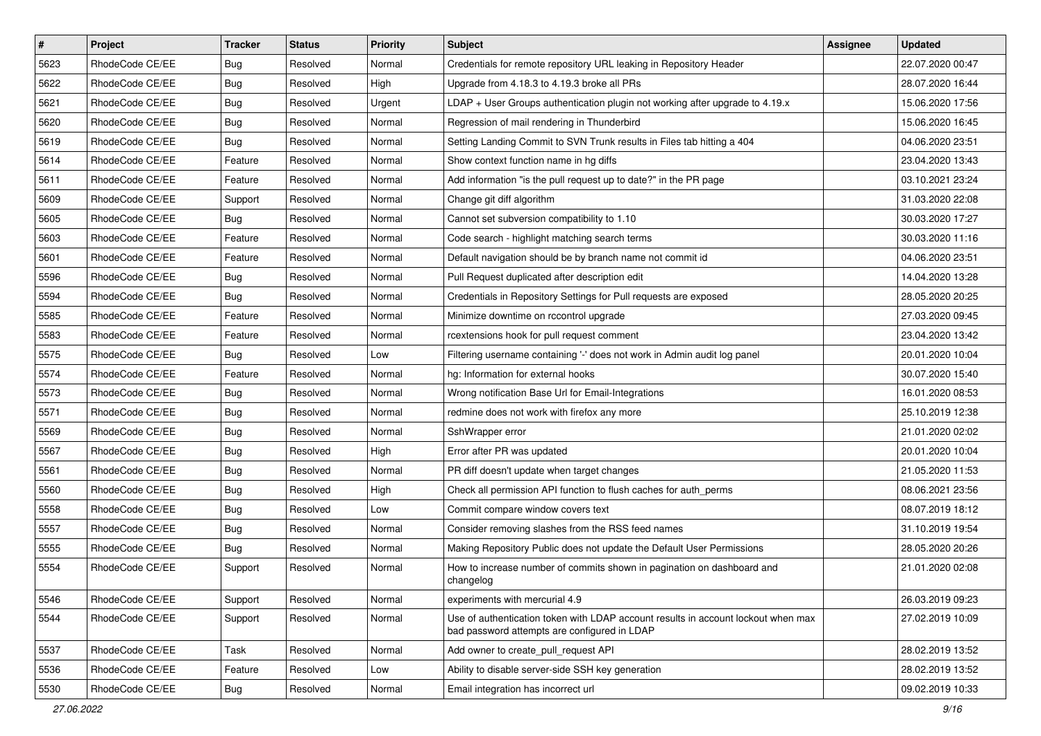| # | Project | Tracker | Status | Priority | Subject | Assignee | Updated |
|---|---|---|---|---|---|---|---|
| 5623 | RhodeCode CE/EE | Bug | Resolved | Normal | Credentials for remote repository URL leaking in Repository Header | | 22.07.2020 00:47 |
| 5622 | RhodeCode CE/EE | Bug | Resolved | High | Upgrade from 4.18.3 to 4.19.3 broke all PRs | | 28.07.2020 16:44 |
| 5621 | RhodeCode CE/EE | Bug | Resolved | Urgent | LDAP + User Groups authentication plugin not working after upgrade to 4.19.x | | 15.06.2020 17:56 |
| 5620 | RhodeCode CE/EE | Bug | Resolved | Normal | Regression of mail rendering in Thunderbird | | 15.06.2020 16:45 |
| 5619 | RhodeCode CE/EE | Bug | Resolved | Normal | Setting Landing Commit to SVN Trunk results in Files tab hitting a 404 | | 04.06.2020 23:51 |
| 5614 | RhodeCode CE/EE | Feature | Resolved | Normal | Show context function name in hg diffs | | 23.04.2020 13:43 |
| 5611 | RhodeCode CE/EE | Feature | Resolved | Normal | Add information "is the pull request up to date?" in the PR page | | 03.10.2021 23:24 |
| 5609 | RhodeCode CE/EE | Support | Resolved | Normal | Change git diff algorithm | | 31.03.2020 22:08 |
| 5605 | RhodeCode CE/EE | Bug | Resolved | Normal | Cannot set subversion compatibility to 1.10 | | 30.03.2020 17:27 |
| 5603 | RhodeCode CE/EE | Feature | Resolved | Normal | Code search - highlight matching search terms | | 30.03.2020 11:16 |
| 5601 | RhodeCode CE/EE | Feature | Resolved | Normal | Default navigation should be by branch name not commit id | | 04.06.2020 23:51 |
| 5596 | RhodeCode CE/EE | Bug | Resolved | Normal | Pull Request duplicated after description edit | | 14.04.2020 13:28 |
| 5594 | RhodeCode CE/EE | Bug | Resolved | Normal | Credentials in Repository Settings for Pull requests are exposed | | 28.05.2020 20:25 |
| 5585 | RhodeCode CE/EE | Feature | Resolved | Normal | Minimize downtime on rccontrol upgrade | | 27.03.2020 09:45 |
| 5583 | RhodeCode CE/EE | Feature | Resolved | Normal | rcextensions hook for pull request comment | | 23.04.2020 13:42 |
| 5575 | RhodeCode CE/EE | Bug | Resolved | Low | Filtering username containing '-' does not work in Admin audit log panel | | 20.01.2020 10:04 |
| 5574 | RhodeCode CE/EE | Feature | Resolved | Normal | hg: Information for external hooks | | 30.07.2020 15:40 |
| 5573 | RhodeCode CE/EE | Bug | Resolved | Normal | Wrong notification Base Url for Email-Integrations | | 16.01.2020 08:53 |
| 5571 | RhodeCode CE/EE | Bug | Resolved | Normal | redmine does not work with firefox any more | | 25.10.2019 12:38 |
| 5569 | RhodeCode CE/EE | Bug | Resolved | Normal | SshWrapper error | | 21.01.2020 02:02 |
| 5567 | RhodeCode CE/EE | Bug | Resolved | High | Error after PR was updated | | 20.01.2020 10:04 |
| 5561 | RhodeCode CE/EE | Bug | Resolved | Normal | PR diff doesn't update when target changes | | 21.05.2020 11:53 |
| 5560 | RhodeCode CE/EE | Bug | Resolved | High | Check all permission API function to flush caches for auth_perms | | 08.06.2021 23:56 |
| 5558 | RhodeCode CE/EE | Bug | Resolved | Low | Commit compare window covers text | | 08.07.2019 18:12 |
| 5557 | RhodeCode CE/EE | Bug | Resolved | Normal | Consider removing slashes from the RSS feed names | | 31.10.2019 19:54 |
| 5555 | RhodeCode CE/EE | Bug | Resolved | Normal | Making Repository Public does not update the Default User Permissions | | 28.05.2020 20:26 |
| 5554 | RhodeCode CE/EE | Support | Resolved | Normal | How to increase number of commits shown in pagination on dashboard and changelog | | 21.01.2020 02:08 |
| 5546 | RhodeCode CE/EE | Support | Resolved | Normal | experiments with mercurial 4.9 | | 26.03.2019 09:23 |
| 5544 | RhodeCode CE/EE | Support | Resolved | Normal | Use of authentication token with LDAP account results in account lockout when max bad password attempts are configured in LDAP | | 27.02.2019 10:09 |
| 5537 | RhodeCode CE/EE | Task | Resolved | Normal | Add owner to create_pull_request API | | 28.02.2019 13:52 |
| 5536 | RhodeCode CE/EE | Feature | Resolved | Low | Ability to disable server-side SSH key generation | | 28.02.2019 13:52 |
| 5530 | RhodeCode CE/EE | Bug | Resolved | Normal | Email integration has incorrect url | | 09.02.2019 10:33 |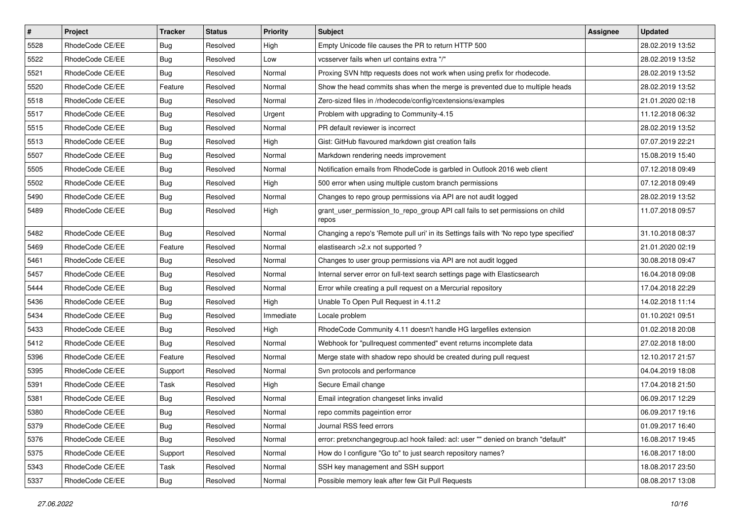| # | Project | Tracker | Status | Priority | Subject | Assignee | Updated |
|---|---|---|---|---|---|---|---|
| 5528 | RhodeCode CE/EE | Bug | Resolved | High | Empty Unicode file causes the PR to return HTTP 500 | | 28.02.2019 13:52 |
| 5522 | RhodeCode CE/EE | Bug | Resolved | Low | vcsserver fails when url contains extra "/" | | 28.02.2019 13:52 |
| 5521 | RhodeCode CE/EE | Bug | Resolved | Normal | Proxing SVN http requests does not work when using prefix for rhodecode. | | 28.02.2019 13:52 |
| 5520 | RhodeCode CE/EE | Feature | Resolved | Normal | Show the head commits shas when the merge is prevented due to multiple heads | | 28.02.2019 13:52 |
| 5518 | RhodeCode CE/EE | Bug | Resolved | Normal | Zero-sized files in /rhodecode/config/rcextensions/examples | | 21.01.2020 02:18 |
| 5517 | RhodeCode CE/EE | Bug | Resolved | Urgent | Problem with upgrading to Community-4.15 | | 11.12.2018 06:32 |
| 5515 | RhodeCode CE/EE | Bug | Resolved | Normal | PR default reviewer is incorrect | | 28.02.2019 13:52 |
| 5513 | RhodeCode CE/EE | Bug | Resolved | High | Gist: GitHub flavoured markdown gist creation fails | | 07.07.2019 22:21 |
| 5507 | RhodeCode CE/EE | Bug | Resolved | Normal | Markdown rendering needs improvement | | 15.08.2019 15:40 |
| 5505 | RhodeCode CE/EE | Bug | Resolved | Normal | Notification emails from RhodeCode is garbled in Outlook 2016 web client | | 07.12.2018 09:49 |
| 5502 | RhodeCode CE/EE | Bug | Resolved | High | 500 error when using multiple custom branch permissions | | 07.12.2018 09:49 |
| 5490 | RhodeCode CE/EE | Bug | Resolved | Normal | Changes to repo group permissions via API are not audit logged | | 28.02.2019 13:52 |
| 5489 | RhodeCode CE/EE | Bug | Resolved | High | grant_user_permission_to_repo_group API call fails to set permissions on child repos | | 11.07.2018 09:57 |
| 5482 | RhodeCode CE/EE | Bug | Resolved | Normal | Changing a repo's 'Remote pull uri' in its Settings fails with 'No repo type specified' | | 31.10.2018 08:37 |
| 5469 | RhodeCode CE/EE | Feature | Resolved | Normal | elastisearch >2.x not supported ? | | 21.01.2020 02:19 |
| 5461 | RhodeCode CE/EE | Bug | Resolved | Normal | Changes to user group permissions via API are not audit logged | | 30.08.2018 09:47 |
| 5457 | RhodeCode CE/EE | Bug | Resolved | Normal | Internal server error on full-text search settings page with Elasticsearch | | 16.04.2018 09:08 |
| 5444 | RhodeCode CE/EE | Bug | Resolved | Normal | Error while creating a pull request on a Mercurial repository | | 17.04.2018 22:29 |
| 5436 | RhodeCode CE/EE | Bug | Resolved | High | Unable To Open Pull Request in 4.11.2 | | 14.02.2018 11:14 |
| 5434 | RhodeCode CE/EE | Bug | Resolved | Immediate | Locale problem | | 01.10.2021 09:51 |
| 5433 | RhodeCode CE/EE | Bug | Resolved | High | RhodeCode Community 4.11 doesn't handle HG largefiles extension | | 01.02.2018 20:08 |
| 5412 | RhodeCode CE/EE | Bug | Resolved | Normal | Webhook for "pullrequest commented" event returns incomplete data | | 27.02.2018 18:00 |
| 5396 | RhodeCode CE/EE | Feature | Resolved | Normal | Merge state with shadow repo should be created during pull request | | 12.10.2017 21:57 |
| 5395 | RhodeCode CE/EE | Support | Resolved | Normal | Svn protocols and performance | | 04.04.2019 18:08 |
| 5391 | RhodeCode CE/EE | Task | Resolved | High | Secure Email change | | 17.04.2018 21:50 |
| 5381 | RhodeCode CE/EE | Bug | Resolved | Normal | Email integration changeset links invalid | | 06.09.2017 12:29 |
| 5380 | RhodeCode CE/EE | Bug | Resolved | Normal | repo commits pageintion error | | 06.09.2017 19:16 |
| 5379 | RhodeCode CE/EE | Bug | Resolved | Normal | Journal RSS feed errors | | 01.09.2017 16:40 |
| 5376 | RhodeCode CE/EE | Bug | Resolved | Normal | error: pretxnchangegroup.acl hook failed: acl: user "" denied on branch "default" | | 16.08.2017 19:45 |
| 5375 | RhodeCode CE/EE | Support | Resolved | Normal | How do I configure "Go to" to just search repository names? | | 16.08.2017 18:00 |
| 5343 | RhodeCode CE/EE | Task | Resolved | Normal | SSH key management and SSH support | | 18.08.2017 23:50 |
| 5337 | RhodeCode CE/EE | Bug | Resolved | Normal | Possible memory leak after few Git Pull Requests | | 08.08.2017 13:08 |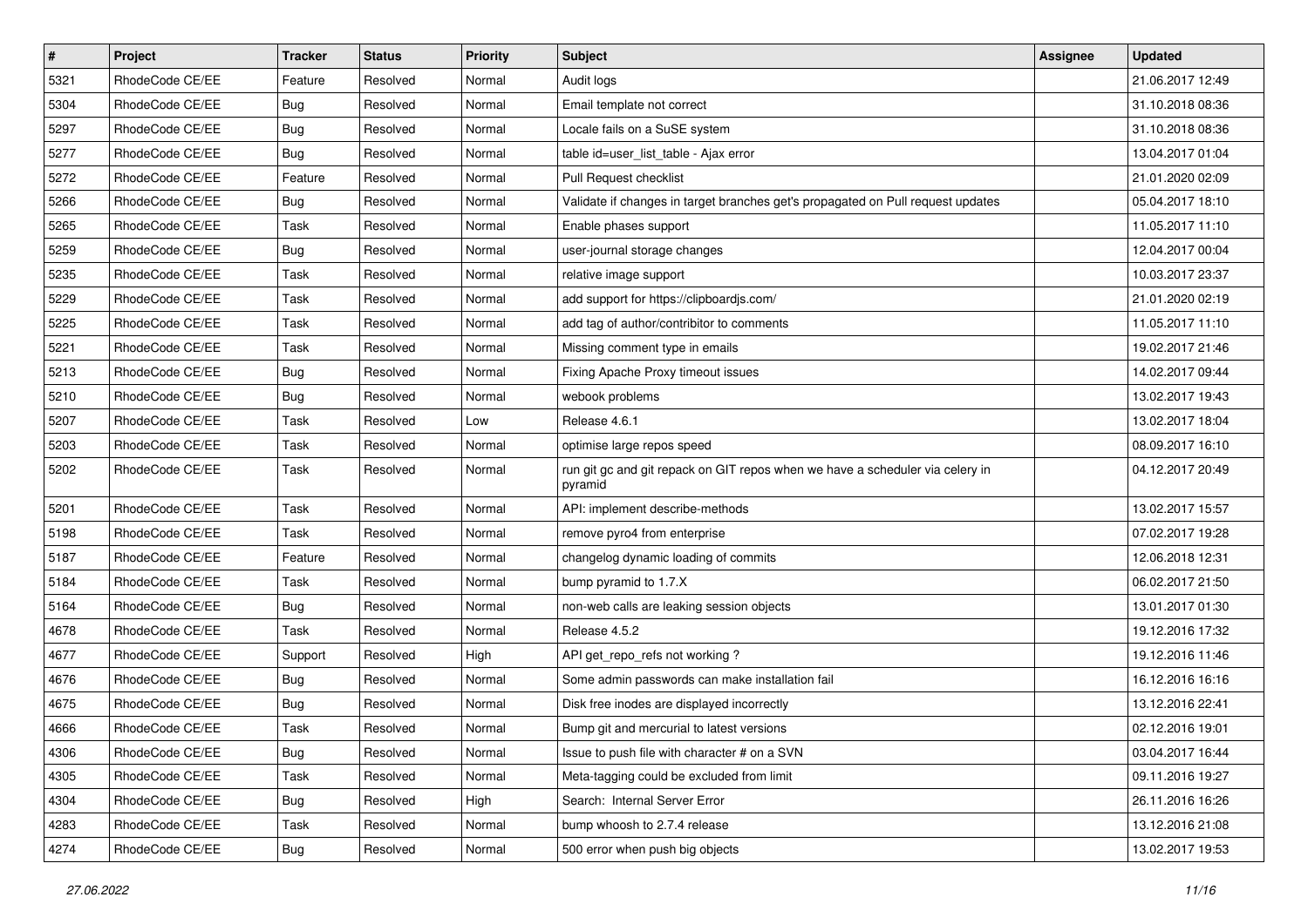| # | Project | Tracker | Status | Priority | Subject | Assignee | Updated |
|---|---|---|---|---|---|---|---|
| 5321 | RhodeCode CE/EE | Feature | Resolved | Normal | Audit logs | | 21.06.2017 12:49 |
| 5304 | RhodeCode CE/EE | Bug | Resolved | Normal | Email template not correct | | 31.10.2018 08:36 |
| 5297 | RhodeCode CE/EE | Bug | Resolved | Normal | Locale fails on a SuSE system | | 31.10.2018 08:36 |
| 5277 | RhodeCode CE/EE | Bug | Resolved | Normal | table id=user_list_table - Ajax error | | 13.04.2017 01:04 |
| 5272 | RhodeCode CE/EE | Feature | Resolved | Normal | Pull Request checklist | | 21.01.2020 02:09 |
| 5266 | RhodeCode CE/EE | Bug | Resolved | Normal | Validate if changes in target branches get's propagated on Pull request updates | | 05.04.2017 18:10 |
| 5265 | RhodeCode CE/EE | Task | Resolved | Normal | Enable phases support | | 11.05.2017 11:10 |
| 5259 | RhodeCode CE/EE | Bug | Resolved | Normal | user-journal storage changes | | 12.04.2017 00:04 |
| 5235 | RhodeCode CE/EE | Task | Resolved | Normal | relative image support | | 10.03.2017 23:37 |
| 5229 | RhodeCode CE/EE | Task | Resolved | Normal | add support for https://clipboardjs.com/ | | 21.01.2020 02:19 |
| 5225 | RhodeCode CE/EE | Task | Resolved | Normal | add tag of author/contribitor to comments | | 11.05.2017 11:10 |
| 5221 | RhodeCode CE/EE | Task | Resolved | Normal | Missing comment type in emails | | 19.02.2017 21:46 |
| 5213 | RhodeCode CE/EE | Bug | Resolved | Normal | Fixing Apache Proxy timeout issues | | 14.02.2017 09:44 |
| 5210 | RhodeCode CE/EE | Bug | Resolved | Normal | webook problems | | 13.02.2017 19:43 |
| 5207 | RhodeCode CE/EE | Task | Resolved | Low | Release 4.6.1 | | 13.02.2017 18:04 |
| 5203 | RhodeCode CE/EE | Task | Resolved | Normal | optimise large repos speed | | 08.09.2017 16:10 |
| 5202 | RhodeCode CE/EE | Task | Resolved | Normal | run git gc and git repack on GIT repos when we have a scheduler via celery in pyramid | | 04.12.2017 20:49 |
| 5201 | RhodeCode CE/EE | Task | Resolved | Normal | API: implement describe-methods | | 13.02.2017 15:57 |
| 5198 | RhodeCode CE/EE | Task | Resolved | Normal | remove pyro4 from enterprise | | 07.02.2017 19:28 |
| 5187 | RhodeCode CE/EE | Feature | Resolved | Normal | changelog dynamic loading of commits | | 12.06.2018 12:31 |
| 5184 | RhodeCode CE/EE | Task | Resolved | Normal | bump pyramid to 1.7.X | | 06.02.2017 21:50 |
| 5164 | RhodeCode CE/EE | Bug | Resolved | Normal | non-web calls are leaking session objects | | 13.01.2017 01:30 |
| 4678 | RhodeCode CE/EE | Task | Resolved | Normal | Release 4.5.2 | | 19.12.2016 17:32 |
| 4677 | RhodeCode CE/EE | Support | Resolved | High | API get_repo_refs not working ? | | 19.12.2016 11:46 |
| 4676 | RhodeCode CE/EE | Bug | Resolved | Normal | Some admin passwords can make installation fail | | 16.12.2016 16:16 |
| 4675 | RhodeCode CE/EE | Bug | Resolved | Normal | Disk free inodes are displayed incorrectly | | 13.12.2016 22:41 |
| 4666 | RhodeCode CE/EE | Task | Resolved | Normal | Bump git and mercurial to latest versions | | 02.12.2016 19:01 |
| 4306 | RhodeCode CE/EE | Bug | Resolved | Normal | Issue to push file with character # on a SVN | | 03.04.2017 16:44 |
| 4305 | RhodeCode CE/EE | Task | Resolved | Normal | Meta-tagging could be excluded from limit | | 09.11.2016 19:27 |
| 4304 | RhodeCode CE/EE | Bug | Resolved | High | Search: Internal Server Error | | 26.11.2016 16:26 |
| 4283 | RhodeCode CE/EE | Task | Resolved | Normal | bump whoosh to 2.7.4 release | | 13.12.2016 21:08 |
| 4274 | RhodeCode CE/EE | Bug | Resolved | Normal | 500 error when push big objects | | 13.02.2017 19:53 |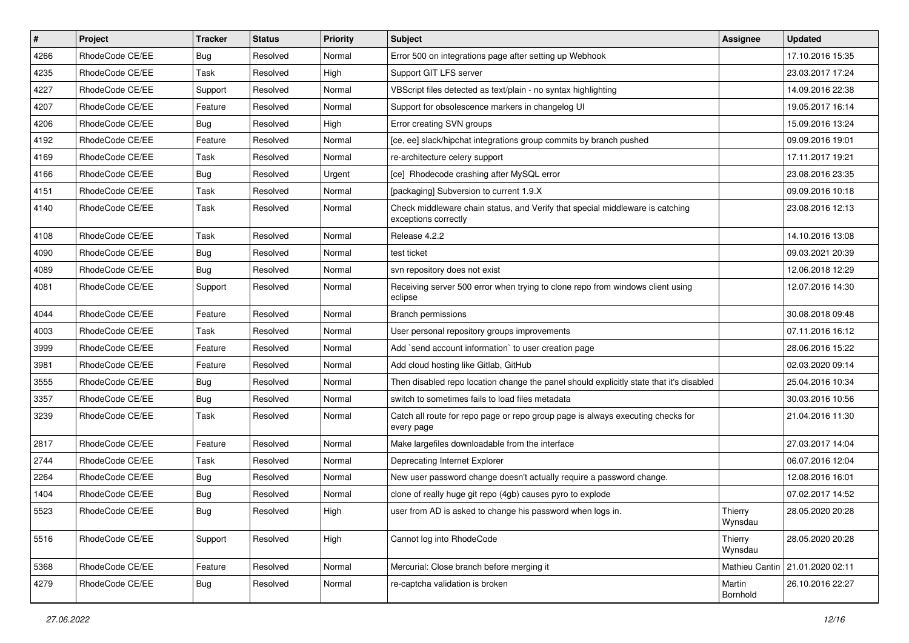| # | Project | Tracker | Status | Priority | Subject | Assignee | Updated |
|---|---|---|---|---|---|---|---|
| 4266 | RhodeCode CE/EE | Bug | Resolved | Normal | Error 500 on integrations page after setting up Webhook | | 17.10.2016 15:35 |
| 4235 | RhodeCode CE/EE | Task | Resolved | High | Support GIT LFS server | | 23.03.2017 17:24 |
| 4227 | RhodeCode CE/EE | Support | Resolved | Normal | VBScript files detected as text/plain - no syntax highlighting | | 14.09.2016 22:38 |
| 4207 | RhodeCode CE/EE | Feature | Resolved | Normal | Support for obsolescence markers in changelog UI | | 19.05.2017 16:14 |
| 4206 | RhodeCode CE/EE | Bug | Resolved | High | Error creating SVN groups | | 15.09.2016 13:24 |
| 4192 | RhodeCode CE/EE | Feature | Resolved | Normal | [ce, ee] slack/hipchat integrations group commits by branch pushed | | 09.09.2016 19:01 |
| 4169 | RhodeCode CE/EE | Task | Resolved | Normal | re-architecture celery support | | 17.11.2017 19:21 |
| 4166 | RhodeCode CE/EE | Bug | Resolved | Urgent | [ce] Rhodecode crashing after MySQL error | | 23.08.2016 23:35 |
| 4151 | RhodeCode CE/EE | Task | Resolved | Normal | [packaging] Subversion to current 1.9.X | | 09.09.2016 10:18 |
| 4140 | RhodeCode CE/EE | Task | Resolved | Normal | Check middleware chain status, and Verify that special middleware is catching exceptions correctly | | 23.08.2016 12:13 |
| 4108 | RhodeCode CE/EE | Task | Resolved | Normal | Release 4.2.2 | | 14.10.2016 13:08 |
| 4090 | RhodeCode CE/EE | Bug | Resolved | Normal | test ticket | | 09.03.2021 20:39 |
| 4089 | RhodeCode CE/EE | Bug | Resolved | Normal | svn repository does not exist | | 12.06.2018 12:29 |
| 4081 | RhodeCode CE/EE | Support | Resolved | Normal | Receiving server 500 error when trying to clone repo from windows client using eclipse | | 12.07.2016 14:30 |
| 4044 | RhodeCode CE/EE | Feature | Resolved | Normal | Branch permissions | | 30.08.2018 09:48 |
| 4003 | RhodeCode CE/EE | Task | Resolved | Normal | User personal repository groups improvements | | 07.11.2016 16:12 |
| 3999 | RhodeCode CE/EE | Feature | Resolved | Normal | Add `send account information` to user creation page | | 28.06.2016 15:22 |
| 3981 | RhodeCode CE/EE | Feature | Resolved | Normal | Add cloud hosting like Gitlab, GitHub | | 02.03.2020 09:14 |
| 3555 | RhodeCode CE/EE | Bug | Resolved | Normal | Then disabled repo location change the panel should explicitly state that it's disabled | | 25.04.2016 10:34 |
| 3357 | RhodeCode CE/EE | Bug | Resolved | Normal | switch to sometimes fails to load files metadata | | 30.03.2016 10:56 |
| 3239 | RhodeCode CE/EE | Task | Resolved | Normal | Catch all route for repo page or repo group page is always executing checks for every page | | 21.04.2016 11:30 |
| 2817 | RhodeCode CE/EE | Feature | Resolved | Normal | Make largefiles downloadable from the interface | | 27.03.2017 14:04 |
| 2744 | RhodeCode CE/EE | Task | Resolved | Normal | Deprecating Internet Explorer | | 06.07.2016 12:04 |
| 2264 | RhodeCode CE/EE | Bug | Resolved | Normal | New user password change doesn't actually require a password change. | | 12.08.2016 16:01 |
| 1404 | RhodeCode CE/EE | Bug | Resolved | Normal | clone of really huge git repo (4gb) causes pyro to explode | | 07.02.2017 14:52 |
| 5523 | RhodeCode CE/EE | Bug | Resolved | High | user from AD is asked to change his password when logs in. | Thierry Wynsdau | 28.05.2020 20:28 |
| 5516 | RhodeCode CE/EE | Support | Resolved | High | Cannot log into RhodeCode | Thierry Wynsdau | 28.05.2020 20:28 |
| 5368 | RhodeCode CE/EE | Feature | Resolved | Normal | Mercurial: Close branch before merging it | Mathieu Cantin | 21.01.2020 02:11 |
| 4279 | RhodeCode CE/EE | Bug | Resolved | Normal | re-captcha validation is broken | Martin Bornhold | 26.10.2016 22:27 |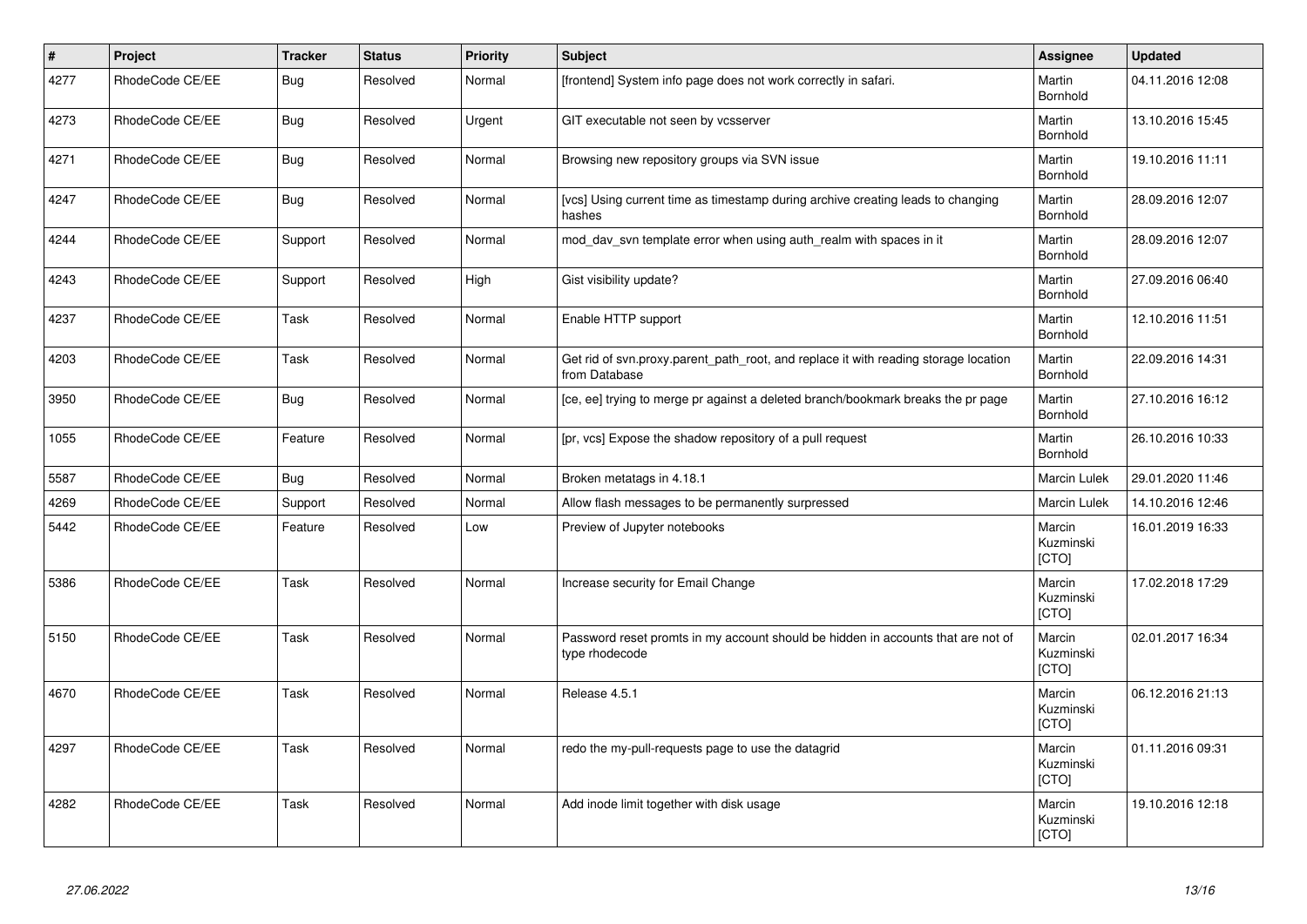| # | Project | Tracker | Status | Priority | Subject | Assignee | Updated |
|---|---|---|---|---|---|---|---|
| 4277 | RhodeCode CE/EE | Bug | Resolved | Normal | [frontend] System info page does not work correctly in safari. | Martin Bornhold | 04.11.2016 12:08 |
| 4273 | RhodeCode CE/EE | Bug | Resolved | Urgent | GIT executable not seen by vcsserver | Martin Bornhold | 13.10.2016 15:45 |
| 4271 | RhodeCode CE/EE | Bug | Resolved | Normal | Browsing new repository groups via SVN issue | Martin Bornhold | 19.10.2016 11:11 |
| 4247 | RhodeCode CE/EE | Bug | Resolved | Normal | [vcs] Using current time as timestamp during archive creating leads to changing hashes | Martin Bornhold | 28.09.2016 12:07 |
| 4244 | RhodeCode CE/EE | Support | Resolved | Normal | mod_dav_svn template error when using auth_realm with spaces in it | Martin Bornhold | 28.09.2016 12:07 |
| 4243 | RhodeCode CE/EE | Support | Resolved | High | Gist visibility update? | Martin Bornhold | 27.09.2016 06:40 |
| 4237 | RhodeCode CE/EE | Task | Resolved | Normal | Enable HTTP support | Martin Bornhold | 12.10.2016 11:51 |
| 4203 | RhodeCode CE/EE | Task | Resolved | Normal | Get rid of svn.proxy.parent_path_root, and replace it with reading storage location from Database | Martin Bornhold | 22.09.2016 14:31 |
| 3950 | RhodeCode CE/EE | Bug | Resolved | Normal | [ce, ee] trying to merge pr against a deleted branch/bookmark breaks the pr page | Martin Bornhold | 27.10.2016 16:12 |
| 1055 | RhodeCode CE/EE | Feature | Resolved | Normal | [pr, vcs] Expose the shadow repository of a pull request | Martin Bornhold | 26.10.2016 10:33 |
| 5587 | RhodeCode CE/EE | Bug | Resolved | Normal | Broken metatags in 4.18.1 | Marcin Lulek | 29.01.2020 11:46 |
| 4269 | RhodeCode CE/EE | Support | Resolved | Normal | Allow flash messages to be permanently surpressed | Marcin Lulek | 14.10.2016 12:46 |
| 5442 | RhodeCode CE/EE | Feature | Resolved | Low | Preview of Jupyter notebooks | Marcin Kuzminski [CTO] | 16.01.2019 16:33 |
| 5386 | RhodeCode CE/EE | Task | Resolved | Normal | Increase security for Email Change | Marcin Kuzminski [CTO] | 17.02.2018 17:29 |
| 5150 | RhodeCode CE/EE | Task | Resolved | Normal | Password reset promts in my account should be hidden in accounts that are not of type rhodecode | Marcin Kuzminski [CTO] | 02.01.2017 16:34 |
| 4670 | RhodeCode CE/EE | Task | Resolved | Normal | Release 4.5.1 | Marcin Kuzminski [CTO] | 06.12.2016 21:13 |
| 4297 | RhodeCode CE/EE | Task | Resolved | Normal | redo the my-pull-requests page to use the datagrid | Marcin Kuzminski [CTO] | 01.11.2016 09:31 |
| 4282 | RhodeCode CE/EE | Task | Resolved | Normal | Add inode limit together with disk usage | Marcin Kuzminski [CTO] | 19.10.2016 12:18 |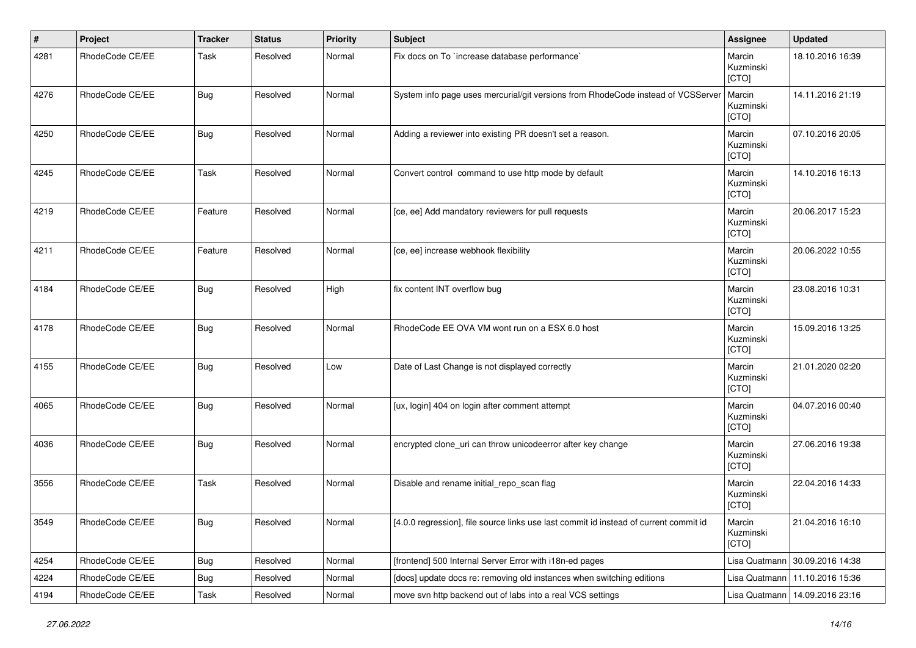| # | Project | Tracker | Status | Priority | Subject | Assignee | Updated |
|---|---|---|---|---|---|---|---|
| 4281 | RhodeCode CE/EE | Task | Resolved | Normal | Fix docs on To `increase database performance` | Marcin Kuzminski [CTO] | 18.10.2016 16:39 |
| 4276 | RhodeCode CE/EE | Bug | Resolved | Normal | System info page uses mercurial/git versions from RhodeCode instead of VCSServer | Marcin Kuzminski [CTO] | 14.11.2016 21:19 |
| 4250 | RhodeCode CE/EE | Bug | Resolved | Normal | Adding a reviewer into existing PR doesn't set a reason. | Marcin Kuzminski [CTO] | 07.10.2016 20:05 |
| 4245 | RhodeCode CE/EE | Task | Resolved | Normal | Convert control command to use http mode by default | Marcin Kuzminski [CTO] | 14.10.2016 16:13 |
| 4219 | RhodeCode CE/EE | Feature | Resolved | Normal | [ce, ee] Add mandatory reviewers for pull requests | Marcin Kuzminski [CTO] | 20.06.2017 15:23 |
| 4211 | RhodeCode CE/EE | Feature | Resolved | Normal | [ce, ee] increase webhook flexibility | Marcin Kuzminski [CTO] | 20.06.2022 10:55 |
| 4184 | RhodeCode CE/EE | Bug | Resolved | High | fix content INT overflow bug | Marcin Kuzminski [CTO] | 23.08.2016 10:31 |
| 4178 | RhodeCode CE/EE | Bug | Resolved | Normal | RhodeCode EE OVA VM wont run on a ESX 6.0 host | Marcin Kuzminski [CTO] | 15.09.2016 13:25 |
| 4155 | RhodeCode CE/EE | Bug | Resolved | Low | Date of Last Change is not displayed correctly | Marcin Kuzminski [CTO] | 21.01.2020 02:20 |
| 4065 | RhodeCode CE/EE | Bug | Resolved | Normal | [ux, login] 404 on login after comment attempt | Marcin Kuzminski [CTO] | 04.07.2016 00:40 |
| 4036 | RhodeCode CE/EE | Bug | Resolved | Normal | encrypted clone_uri can throw unicodeerror after key change | Marcin Kuzminski [CTO] | 27.06.2016 19:38 |
| 3556 | RhodeCode CE/EE | Task | Resolved | Normal | Disable and rename initial_repo_scan flag | Marcin Kuzminski [CTO] | 22.04.2016 14:33 |
| 3549 | RhodeCode CE/EE | Bug | Resolved | Normal | [4.0.0 regression], file source links use last commit id instead of current commit id | Marcin Kuzminski [CTO] | 21.04.2016 16:10 |
| 4254 | RhodeCode CE/EE | Bug | Resolved | Normal | [frontend] 500 Internal Server Error with i18n-ed pages | Lisa Quatmann | 30.09.2016 14:38 |
| 4224 | RhodeCode CE/EE | Bug | Resolved | Normal | [docs] update docs re: removing old instances when switching editions | Lisa Quatmann | 11.10.2016 15:36 |
| 4194 | RhodeCode CE/EE | Task | Resolved | Normal | move svn http backend out of labs into a real VCS settings | Lisa Quatmann | 14.09.2016 23:16 |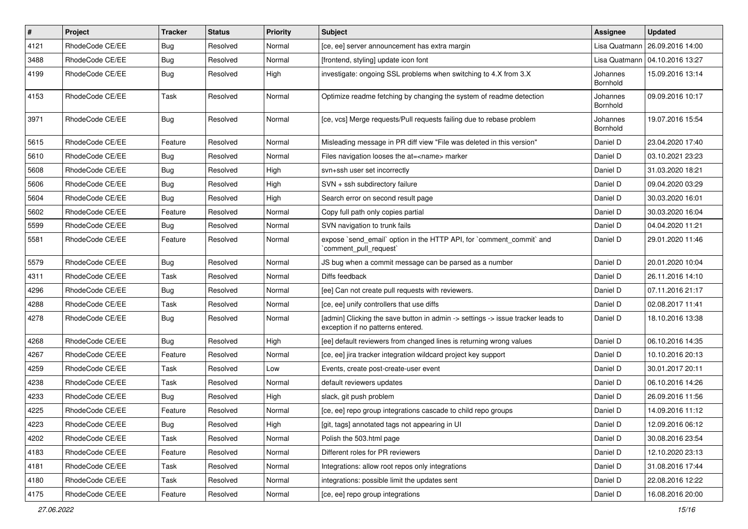| # | Project | Tracker | Status | Priority | Subject | Assignee | Updated |
|---|---|---|---|---|---|---|---|
| 4121 | RhodeCode CE/EE | Bug | Resolved | Normal | [ce, ee] server announcement has extra margin | Lisa Quatmann | 26.09.2016 14:00 |
| 3488 | RhodeCode CE/EE | Bug | Resolved | Normal | [frontend, styling] update icon font | Lisa Quatmann | 04.10.2016 13:27 |
| 4199 | RhodeCode CE/EE | Bug | Resolved | High | investigate: ongoing SSL problems when switching to 4.X from 3.X | Johannes Bornhold | 15.09.2016 13:14 |
| 4153 | RhodeCode CE/EE | Task | Resolved | Normal | Optimize readme fetching by changing the system of readme detection | Johannes Bornhold | 09.09.2016 10:17 |
| 3971 | RhodeCode CE/EE | Bug | Resolved | Normal | [ce, vcs] Merge requests/Pull requests failing due to rebase problem | Johannes Bornhold | 19.07.2016 15:54 |
| 5615 | RhodeCode CE/EE | Feature | Resolved | Normal | Misleading message in PR diff view "File was deleted in this version" | Daniel D | 23.04.2020 17:40 |
| 5610 | RhodeCode CE/EE | Bug | Resolved | Normal | Files navigation looses the at=<name> marker | Daniel D | 03.10.2021 23:23 |
| 5608 | RhodeCode CE/EE | Bug | Resolved | High | svn+ssh user set incorrectly | Daniel D | 31.03.2020 18:21 |
| 5606 | RhodeCode CE/EE | Bug | Resolved | High | SVN + ssh subdirectory failure | Daniel D | 09.04.2020 03:29 |
| 5604 | RhodeCode CE/EE | Bug | Resolved | High | Search error on second result page | Daniel D | 30.03.2020 16:01 |
| 5602 | RhodeCode CE/EE | Feature | Resolved | Normal | Copy full path only copies partial | Daniel D | 30.03.2020 16:04 |
| 5599 | RhodeCode CE/EE | Bug | Resolved | Normal | SVN navigation to trunk fails | Daniel D | 04.04.2020 11:21 |
| 5581 | RhodeCode CE/EE | Feature | Resolved | Normal | expose `send_email` option in the HTTP API, for `comment_commit` and `comment_pull_request` | Daniel D | 29.01.2020 11:46 |
| 5579 | RhodeCode CE/EE | Bug | Resolved | Normal | JS bug when a commit message can be parsed as a number | Daniel D | 20.01.2020 10:04 |
| 4311 | RhodeCode CE/EE | Task | Resolved | Normal | Diffs feedback | Daniel D | 26.11.2016 14:10 |
| 4296 | RhodeCode CE/EE | Bug | Resolved | Normal | [ee] Can not create pull requests with reviewers. | Daniel D | 07.11.2016 21:17 |
| 4288 | RhodeCode CE/EE | Task | Resolved | Normal | [ce, ee] unify controllers that use diffs | Daniel D | 02.08.2017 11:41 |
| 4278 | RhodeCode CE/EE | Bug | Resolved | Normal | [admin] Clicking the save button in admin -> settings -> issue tracker leads to exception if no patterns entered. | Daniel D | 18.10.2016 13:38 |
| 4268 | RhodeCode CE/EE | Bug | Resolved | High | [ee] default reviewers from changed lines is returning wrong values | Daniel D | 06.10.2016 14:35 |
| 4267 | RhodeCode CE/EE | Feature | Resolved | Normal | [ce, ee] jira tracker integration wildcard project key support | Daniel D | 10.10.2016 20:13 |
| 4259 | RhodeCode CE/EE | Task | Resolved | Low | Events, create post-create-user event | Daniel D | 30.01.2017 20:11 |
| 4238 | RhodeCode CE/EE | Task | Resolved | Normal | default reviewers updates | Daniel D | 06.10.2016 14:26 |
| 4233 | RhodeCode CE/EE | Bug | Resolved | High | slack, git push problem | Daniel D | 26.09.2016 11:56 |
| 4225 | RhodeCode CE/EE | Feature | Resolved | Normal | [ce, ee] repo group integrations cascade to child repo groups | Daniel D | 14.09.2016 11:12 |
| 4223 | RhodeCode CE/EE | Bug | Resolved | High | [git, tags] annotated tags not appearing in UI | Daniel D | 12.09.2016 06:12 |
| 4202 | RhodeCode CE/EE | Task | Resolved | Normal | Polish the 503.html page | Daniel D | 30.08.2016 23:54 |
| 4183 | RhodeCode CE/EE | Feature | Resolved | Normal | Different roles for PR reviewers | Daniel D | 12.10.2020 23:13 |
| 4181 | RhodeCode CE/EE | Task | Resolved | Normal | Integrations: allow root repos only integrations | Daniel D | 31.08.2016 17:44 |
| 4180 | RhodeCode CE/EE | Task | Resolved | Normal | integrations: possible limit the updates sent | Daniel D | 22.08.2016 12:22 |
| 4175 | RhodeCode CE/EE | Feature | Resolved | Normal | [ce, ee] repo group integrations | Daniel D | 16.08.2016 20:00 |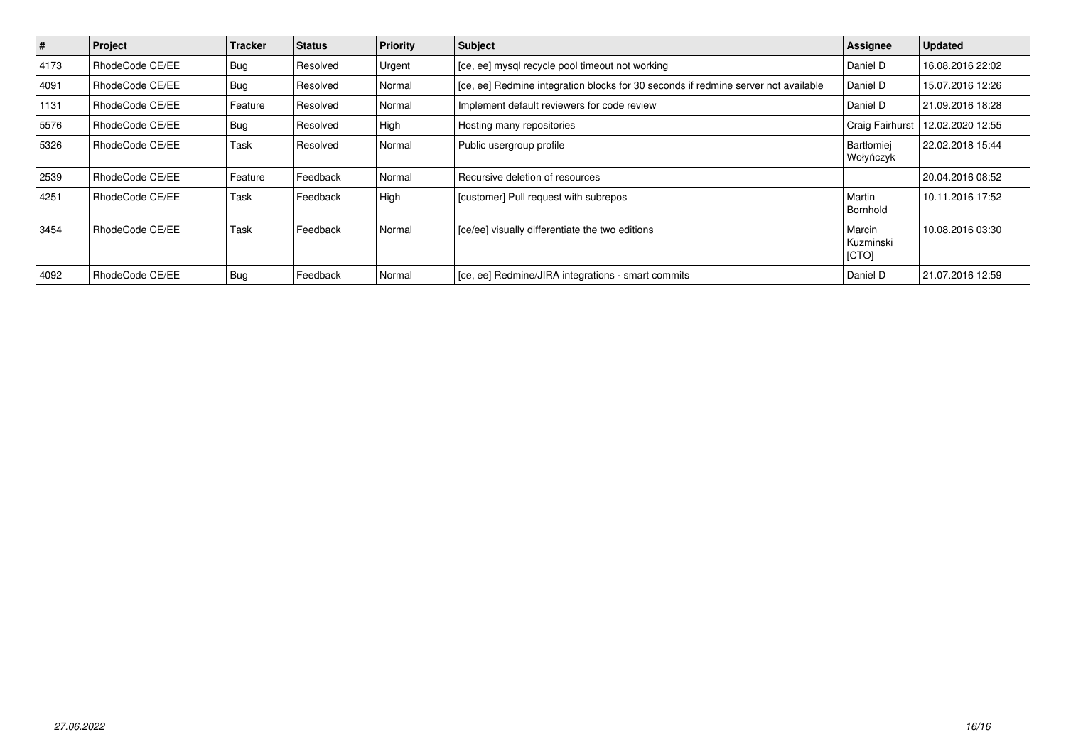| # | Project | Tracker | Status | Priority | Subject | Assignee | Updated |
|---|---|---|---|---|---|---|---|
| 4173 | RhodeCode CE/EE | Bug | Resolved | Urgent | [ce, ee] mysql recycle pool timeout not working | Daniel D | 16.08.2016 22:02 |
| 4091 | RhodeCode CE/EE | Bug | Resolved | Normal | [ce, ee] Redmine integration blocks for 30 seconds if redmine server not available | Daniel D | 15.07.2016 12:26 |
| 1131 | RhodeCode CE/EE | Feature | Resolved | Normal | Implement default reviewers for code review | Daniel D | 21.09.2016 18:28 |
| 5576 | RhodeCode CE/EE | Bug | Resolved | High | Hosting many repositories | Craig Fairhurst | 12.02.2020 12:55 |
| 5326 | RhodeCode CE/EE | Task | Resolved | Normal | Public usergroup profile | Bartłomiej Wołyńczyk | 22.02.2018 15:44 |
| 2539 | RhodeCode CE/EE | Feature | Feedback | Normal | Recursive deletion of resources | | 20.04.2016 08:52 |
| 4251 | RhodeCode CE/EE | Task | Feedback | High | [customer] Pull request with subrepos | Martin Bornhold | 10.11.2016 17:52 |
| 3454 | RhodeCode CE/EE | Task | Feedback | Normal | [ce/ee] visually differentiate the two editions | Marcin Kuzminski [CTO] | 10.08.2016 03:30 |
| 4092 | RhodeCode CE/EE | Bug | Feedback | Normal | [ce, ee] Redmine/JIRA integrations - smart commits | Daniel D | 21.07.2016 12:59 |